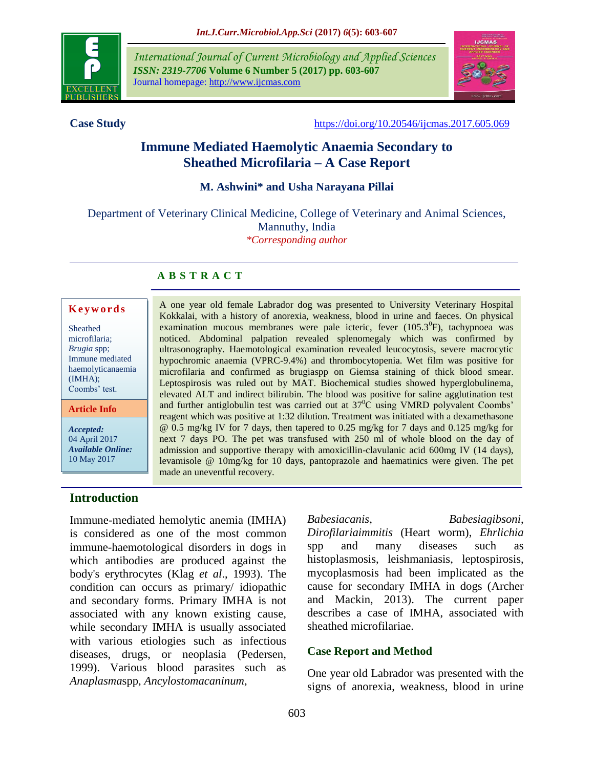**Case Study**

https://doi.org/10.20546/ijcmas.2017.605.069

# Immune Mediated Haemolytic Anaemia Secondary to Sheathed Microfilaria – A Case Report

**M. Ashwini\* and Usha Narayana Pillai**

Department of Veterinary Clinical Medicine, College of Veterinary and Animal Sciences, Mannuthy, India

*\*Corresponding author*

## ABSTRACT

**Keywords**

Sheathed microfilaria; *Brugia* spp; Immune mediated haemolyticanaemia (IMHA); Coombs' test.

**Article Info**

*Accepted:* 04 April 2017

*Available Online:* 10 May 2017

A one year old female Labrador dog was presented to University Veterinary Hospital Kokkalai, with a history of anorexia, weakness, blood in urine and faeces. On physical examination mucous membranes were pale icteric, fever (105.3$^0$F), tachypnoea was noticed. Abdominal palpation revealed splenomegaly which was confirmed by ultrasonography. Haematological examination revealed leucocytosis, severe macrocytic hypochromic anaemia (VPRC-9.4%) and thrombocytopenia. Wet film was positive for microfilaria and confirmed as brugiaspp on Giemsa staining of thick blood smear. Leptospirosis was ruled out by MAT. Biochemical studies showed hyperglobulinema, elevated ALT and indirect bilirubin. The blood was positive for saline agglutination test and further antiglobulin test was carried out at 37$^0$C using VMRD polyvalent Coombs' reagent which was positive at 1:32 dilution. Treatment was initiated with a dexamethasone @ 0.5 mg/kg IV for 7 days, then tapered to 0.25 mg/kg for 7 days and 0.125 mg/kg for next 7 days PO. The pet was transfused with 250 ml of whole blood on the day of admission and supportive therapy with amoxicillin-clavulanic acid 600mg IV (14 days), levamisole @ 10mg/kg for 10 days, pantoprazole and haematinics were given. The pet made an uneventful recovery.

## Introduction

Immune-mediated hemolytic anemia (IMHA) is considered as one of the most common immune-haematological disorders in dogs in which antibodies are produced against the body's erythrocytes (Klag *et al*., 1993). The condition can occurs as primary/ idiopathic and secondary forms. Primary IMHA is not associated with any known existing cause, while secondary IMHA is usually associated with various etiologies such as infectious diseases, drugs, or neoplasia (Pedersen, 1999). Various blood parasites such as *Anaplasma*spp, *Ancylostomacaninum*, *Babesiacanis*, *Babesiagibsoni*, *Dirofilariaimmitis* (Heart worm), *Ehrlichia* spp and many diseases such as histoplasmosis, leishmaniasis, leptospirosis, mycoplasmosis had been implicated as the cause for secondary IMHA in dogs (Archer and Mackin, 2013). The current paper describes a case of IMHA, associated with sheathed microfilariae.

### Case Report and Method

One year old Labrador was presented with the signs of anorexia, weakness, blood in urine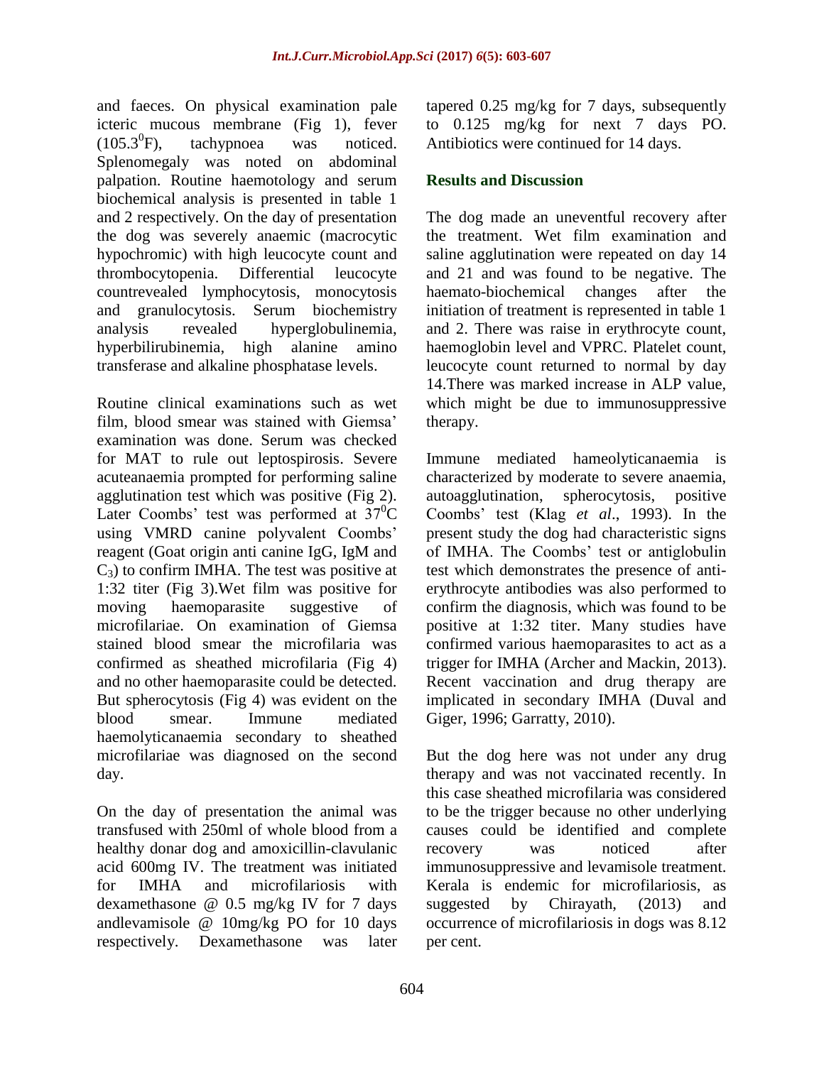and faeces. On physical examination pale icteric mucous membrane (Fig 1), fever ($105.3^0$F), tachypnoea was noticed. Splenomegaly was noted on abdominal palpation. Routine haemotology and serum biochemical analysis is presented in table 1 and 2 respectively. On the day of presentation the dog was severely anaemic (macrocytic hypochromic) with high leucocyte count and thrombocytopenia. Differential leucocyte countrevealed lymphocytosis, monocytosis and granulocytosis. Serum biochemistry analysis revealed hyperglobulinemia, hyperbilirubinemia, high alanine amino transferase and alkaline phosphatase levels.

Routine clinical examinations such as wet film, blood smear was stained with Giemsa' examination was done. Serum was checked for MAT to rule out leptospirosis. Severe acuteanaemia prompted for performing saline agglutination test which was positive (Fig 2). Later Coombs' test was performed at $37^0$C using VMRD canine polyvalent Coombs' reagent (Goat origin anti canine IgG, IgM and $C_3$) to confirm IMHA. The test was positive at 1:32 titer (Fig 3).Wet film was positive for moving haemoparasite suggestive of microfilariae. On examination of Giemsa stained blood smear the microfilaria was confirmed as sheathed microfilaria (Fig 4) and no other haemoparasite could be detected. But spherocytosis (Fig 4) was evident on the blood smear. Immune mediated haemolyticanaemia secondary to sheathed microfilariae was diagnosed on the second day.

On the day of presentation the animal was transfused with 250ml of whole blood from a healthy donar dog and amoxicillin-clavulanic acid 600mg IV. The treatment was initiated for IMHA and microfilariosis with dexamethasone @ 0.5 mg/kg IV for 7 days andlevamisole @ 10mg/kg PO for 10 days respectively. Dexamethasone was later tapered 0.25 mg/kg for 7 days, subsequently to 0.125 mg/kg for next 7 days PO. Antibiotics were continued for 14 days.

## Results and Discussion

The dog made an uneventful recovery after the treatment. Wet film examination and saline agglutination were repeated on day 14 and 21 and was found to be negative. The haemato-biochemical changes after the initiation of treatment is represented in table 1 and 2. There was raise in erythrocyte count, haemoglobin level and VPRC. Platelet count, leucocyte count returned to normal by day 14.There was marked increase in ALP value, which might be due to immunosuppressive therapy.

Immune mediated hameolyticanaemia is characterized by moderate to severe anaemia, autoagglutination, spherocytosis, positive Coombs' test (Klag *et al*., 1993). In the present study the dog had characteristic signs of IMHA. The Coombs' test or antiglobulin test which demonstrates the presence of anti-erythrocyte antibodies was also performed to confirm the diagnosis, which was found to be positive at 1:32 titer. Many studies have confirmed various haemoparasites to act as a trigger for IMHA (Archer and Mackin, 2013). Recent vaccination and drug therapy are implicated in secondary IMHA (Duval and Giger, 1996; Garratty, 2010).

But the dog here was not under any drug therapy and was not vaccinated recently. In this case sheathed microfilaria was considered to be the trigger because no other underlying causes could be identified and complete recovery was noticed after immunosuppressive and levamisole treatment. Kerala is endemic for microfilariosis, as suggested by Chirayath, (2013) and occurrence of microfilariosis in dogs was 8.12 per cent.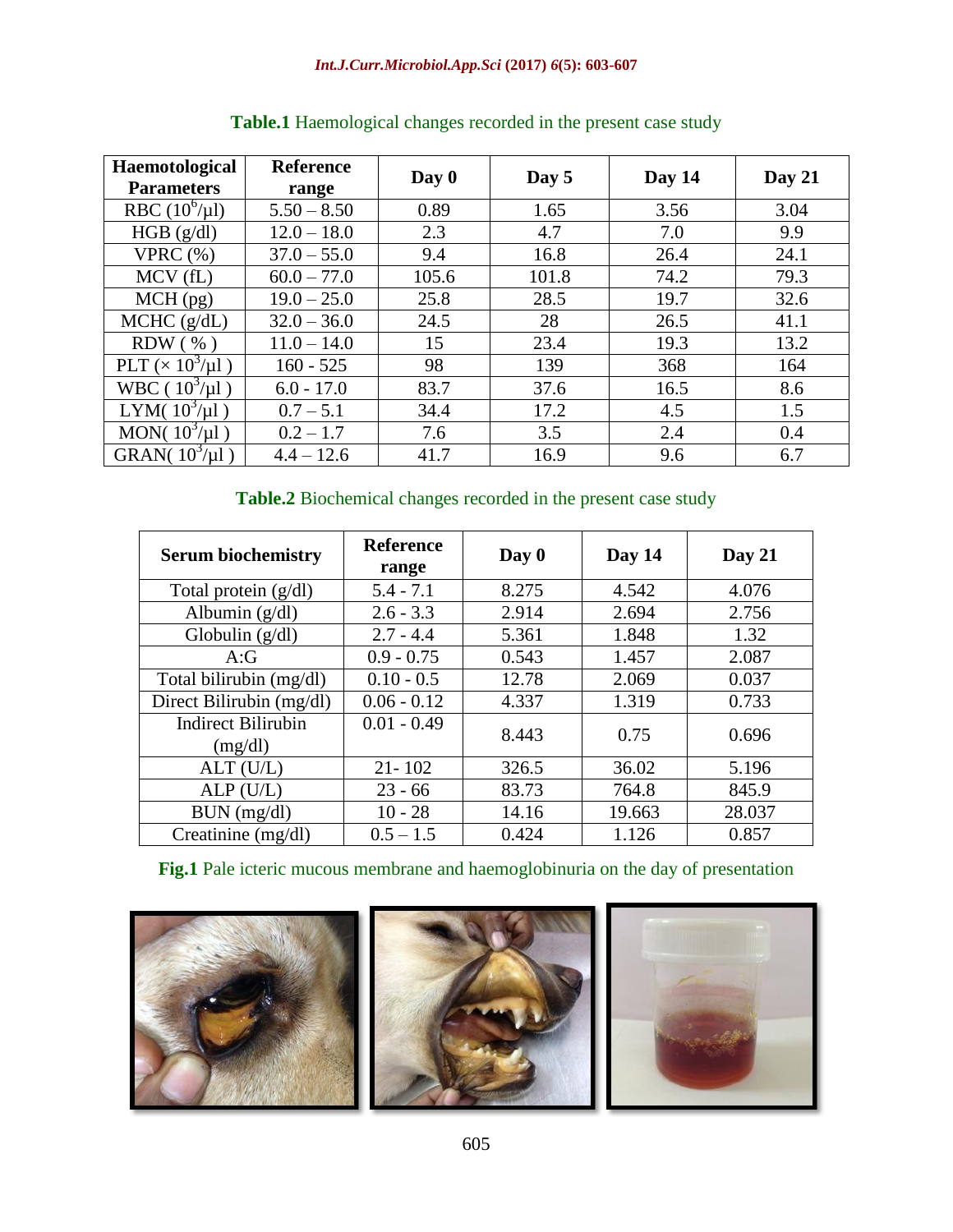**Table.1** Haemological changes recorded in the present case study

| Haemotological Parameters | Reference range | Day 0 | Day 5 | Day 14 | Day 21 |
|---|---|---|---|---|---|
| RBC ($10^6$/µl) | 5.50 – 8.50 | 0.89 | 1.65 | 3.56 | 3.04 |
| HGB (g/dl) | 12.0 – 18.0 | 2.3 | 4.7 | 7.0 | 9.9 |
| VPRC (%) | 37.0 – 55.0 | 9.4 | 16.8 | 26.4 | 24.1 |
| MCV (fL) | 60.0 – 77.0 | 105.6 | 101.8 | 74.2 | 79.3 |
| MCH (pg) | 19.0 – 25.0 | 25.8 | 28.5 | 19.7 | 32.6 |
| MCHC (g/dL) | 32.0 – 36.0 | 24.5 | 28 | 26.5 | 41.1 |
| RDW ( % ) | 11.0 – 14.0 | 15 | 23.4 | 19.3 | 13.2 |
| PLT (× $10^3$/µl ) | 160 - 525 | 98 | 139 | 368 | 164 |
| WBC ( $10^3$/µl ) | 6.0 - 17.0 | 83.7 | 37.6 | 16.5 | 8.6 |
| LYM( $10^3$/µl ) | 0.7 – 5.1 | 34.4 | 17.2 | 4.5 | 1.5 |
| MON( $10^3$/µl ) | 0.2 – 1.7 | 7.6 | 3.5 | 2.4 | 0.4 |
| GRAN( $10^3$/µl ) | 4.4 – 12.6 | 41.7 | 16.9 | 9.6 | 6.7 |

**Table.2** Biochemical changes recorded in the present case study

| Serum biochemistry | Reference range | Day 0 | Day 14 | Day 21 |
|---|---|---|---|---|
| Total protein (g/dl) | 5.4 - 7.1 | 8.275 | 4.542 | 4.076 |
| Albumin (g/dl) | 2.6 - 3.3 | 2.914 | 2.694 | 2.756 |
| Globulin (g/dl) | 2.7 - 4.4 | 5.361 | 1.848 | 1.32 |
| A:G | 0.9 - 0.75 | 0.543 | 1.457 | 2.087 |
| Total bilirubin (mg/dl) | 0.10 - 0.5 | 12.78 | 2.069 | 0.037 |
| Direct Bilirubin (mg/dl) | 0.06 - 0.12 | 4.337 | 1.319 | 0.733 |
| Indirect Bilirubin (mg/dl) | 0.01 - 0.49 | 8.443 | 0.75 | 0.696 |
| ALT (U/L) | 21- 102 | 326.5 | 36.02 | 5.196 |
| ALP (U/L) | 23 - 66 | 83.73 | 764.8 | 845.9 |
| BUN (mg/dl) | 10 - 28 | 14.16 | 19.663 | 28.037 |
| Creatinine (mg/dl) | 0.5 – 1.5 | 0.424 | 1.126 | 0.857 |

**Fig.1** Pale icteric mucous membrane and haemoglobinuria on the day of presentation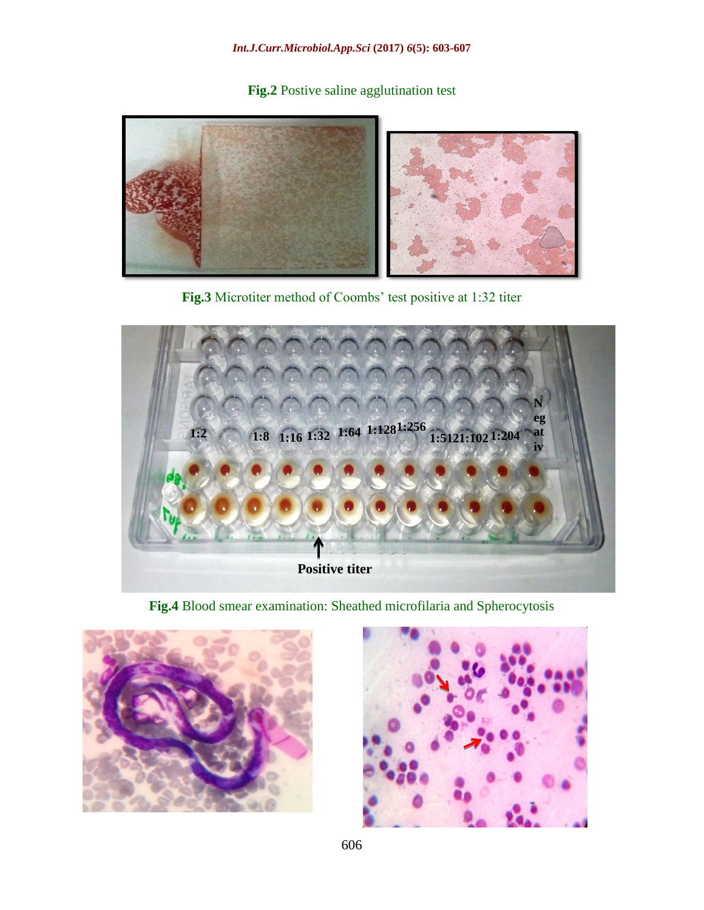**Fig.2** Postive saline agglutination test

**Fig.3** Microtiter method of Coombs' test positive at 1:32 titer

**Fig.4** Blood smear examination: Sheathed microfilaria and Spherocytosis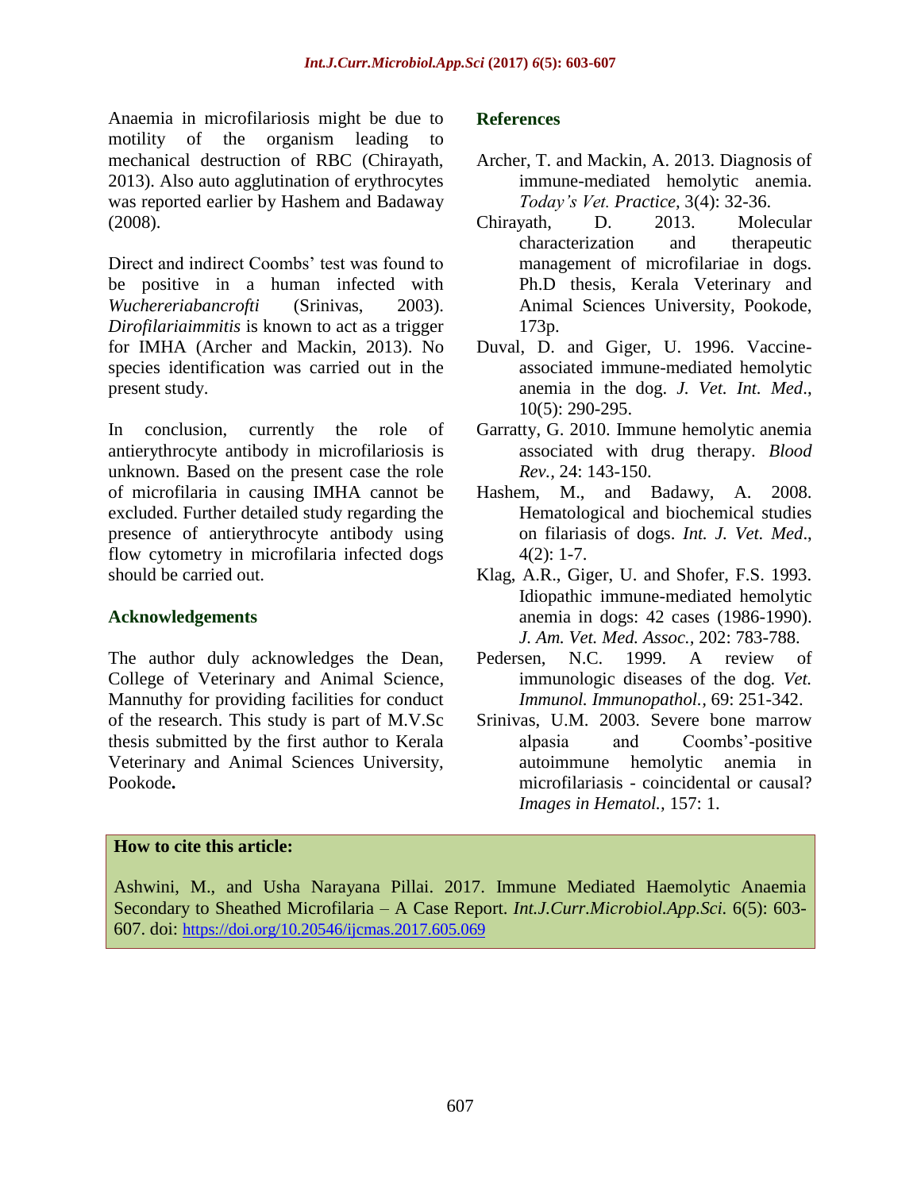Anaemia in microfilariosis might be due to motility of the organism leading to mechanical destruction of RBC (Chirayath, 2013). Also auto agglutination of erythrocytes was reported earlier by Hashem and Badaway (2008).

Direct and indirect Coombs' test was found to be positive in a human infected with *Wuchereriabancrofti* (Srinivas, 2003). *Dirofilariaimmitis* is known to act as a trigger for IMHA (Archer and Mackin, 2013). No species identification was carried out in the present study.

In conclusion, currently the role of antierythrocyte antibody in microfilariosis is unknown. Based on the present case the role of microfilaria in causing IMHA cannot be excluded. Further detailed study regarding the presence of antierythrocyte antibody using flow cytometry in microfilaria infected dogs should be carried out.

## Acknowledgements

The author duly acknowledges the Dean, College of Veterinary and Animal Science, Mannuthy for providing facilities for conduct of the research. This study is part of M.V.Sc thesis submitted by the first author to Kerala Veterinary and Animal Sciences University, Pookode**.**

## References

Archer, T. and Mackin, A. 2013. Diagnosis of immune-mediated hemolytic anemia. *Today's Vet. Practice*, 3(4): 32-36.

Chirayath, D. 2013. Molecular characterization and therapeutic management of microfilariae in dogs. Ph.D thesis, Kerala Veterinary and Animal Sciences University, Pookode, 173p.

Duval, D. and Giger, U. 1996. Vaccine-associated immune-mediated hemolytic anemia in the dog. *J. Vet. Int. Med*., 10(5): 290-295.

Garratty, G. 2010. Immune hemolytic anemia associated with drug therapy. *Blood Rev.,* 24: 143-150.

Hashem, M., and Badawy, A. 2008. Hematological and biochemical studies on filariasis of dogs. *Int. J. Vet. Med*., 4(2): 1-7.

Klag, A.R., Giger, U. and Shofer, F.S. 1993. Idiopathic immune-mediated hemolytic anemia in dogs: 42 cases (1986-1990). *J. Am. Vet. Med. Assoc.,* 202: 783-788.

Pedersen, N.C. 1999. A review of immunologic diseases of the dog. *Vet. Immunol. Immunopathol.,* 69: 251-342.

Srinivas, U.M. 2003. Severe bone marrow alpasia and Coombs'-positive autoimmune hemolytic anemia in microfilariasis - coincidental or causal? *Images in Hematol.,* 157: 1.

**How to cite this article:**

Ashwini, M., and Usha Narayana Pillai. 2017. Immune Mediated Haemolytic Anaemia Secondary to Sheathed Microfilaria – A Case Report. *Int.J.Curr.Microbiol.App.Sci.* 6(5): 603-607. doi: https://doi.org/10.20546/ijcmas.2017.605.069